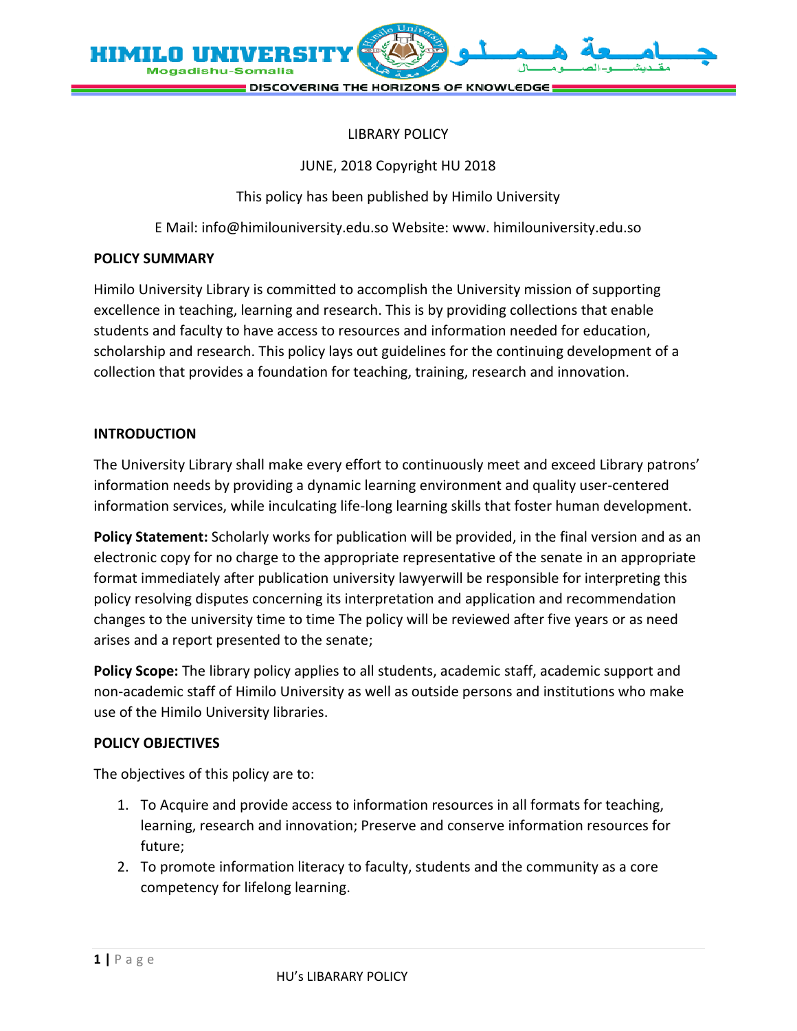LIBRARY POLICY

JUNE, 2018 Copyright HU 2018

This policy has been published by Himilo University

E Mail: info@himilouniversity.edu.so Website: www. himilouniversity.edu.so

**POLICY SUMMARY**

Himilo University Library is committed to accomplish the University mission of supporting excellence in teaching, learning and research. This is by providing collections that enable students and faculty to have access to resources and information needed for education, scholarship and research. This policy lays out guidelines for the continuing development of a collection that provides a foundation for teaching, training, research and innovation.

**INTRODUCTION**

The University Library shall make every effort to continuously meet and exceed Library patrons' information needs by providing a dynamic learning environment and quality user-centered information services, while inculcating life-long learning skills that foster human development.

**Policy Statement:** Scholarly works for publication will be provided, in the final version and as an electronic copy for no charge to the appropriate representative of the senate in an appropriate format immediately after publication university lawyerwill be responsible for interpreting this policy resolving disputes concerning its interpretation and application and recommendation changes to the university time to time The policy will be reviewed after five years or as need arises and a report presented to the senate;

**Policy Scope:** The library policy applies to all students, academic staff, academic support and non-academic staff of Himilo University as well as outside persons and institutions who make use of the Himilo University libraries.

**POLICY OBJECTIVES**

The objectives of this policy are to:

1. To Acquire and provide access to information resources in all formats for teaching, learning, research and innovation; Preserve and conserve information resources for future;
2. To promote information literacy to faculty, students and the community as a core competency for lifelong learning.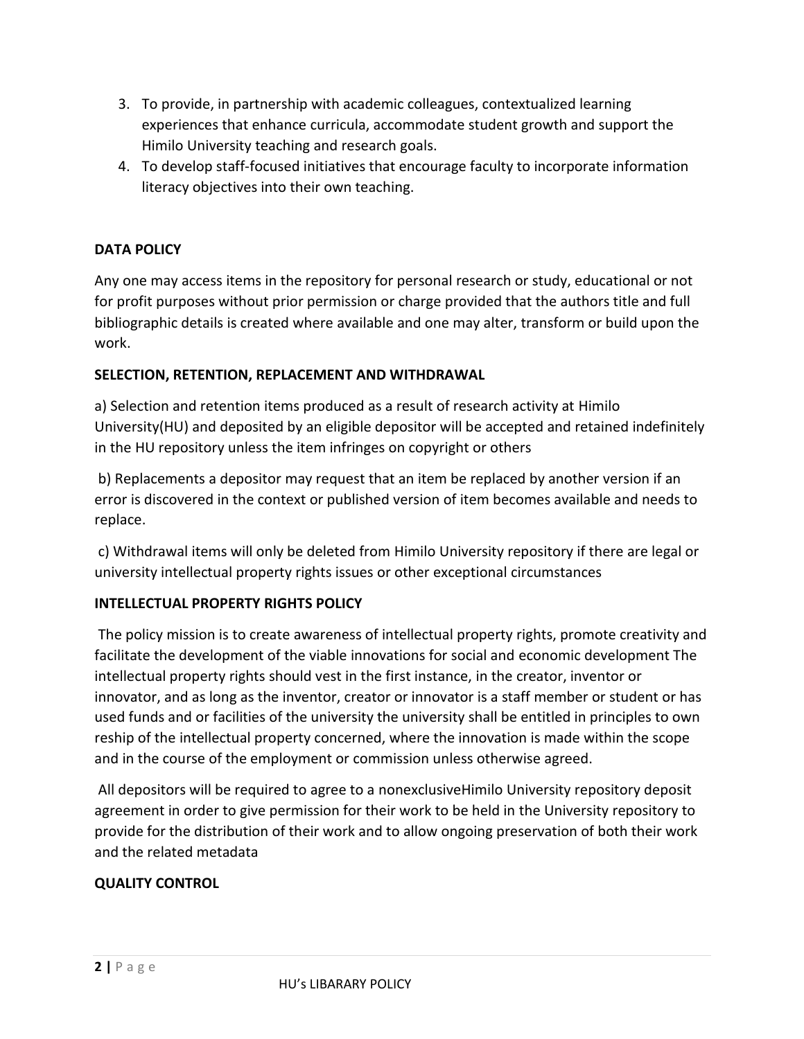3. To provide, in partnership with academic colleagues, contextualized learning experiences that enhance curricula, accommodate student growth and support the Himilo University teaching and research goals.
4. To develop staff-focused initiatives that encourage faculty to incorporate information literacy objectives into their own teaching.

**DATA POLICY**

Any one may access items in the repository for personal research or study, educational or not for profit purposes without prior permission or charge provided that the authors title and full bibliographic details is created where available and one may alter, transform or build upon the work.

**SELECTION, RETENTION, REPLACEMENT AND WITHDRAWAL**

a) Selection and retention items produced as a result of research activity at Himilo University(HU) and deposited by an eligible depositor will be accepted and retained indefinitely in the HU repository unless the item infringes on copyright or others

b) Replacements a depositor may request that an item be replaced by another version if an error is discovered in the context or published version of item becomes available and needs to replace.

c) Withdrawal items will only be deleted from Himilo University repository if there are legal or university intellectual property rights issues or other exceptional circumstances

**INTELLECTUAL PROPERTY RIGHTS POLICY**

The policy mission is to create awareness of intellectual property rights, promote creativity and facilitate the development of the viable innovations for social and economic development The intellectual property rights should vest in the first instance, in the creator, inventor or innovator, and as long as the inventor, creator or innovator is a staff member or student or has used funds and or facilities of the university the university shall be entitled in principles to own reship of the intellectual property concerned, where the innovation is made within the scope and in the course of the employment or commission unless otherwise agreed.

All depositors will be required to agree to a nonexclusiveHimilo University repository deposit agreement in order to give permission for their work to be held in the University repository to provide for the distribution of their work and to allow ongoing preservation of both their work and the related metadata

**QUALITY CONTROL**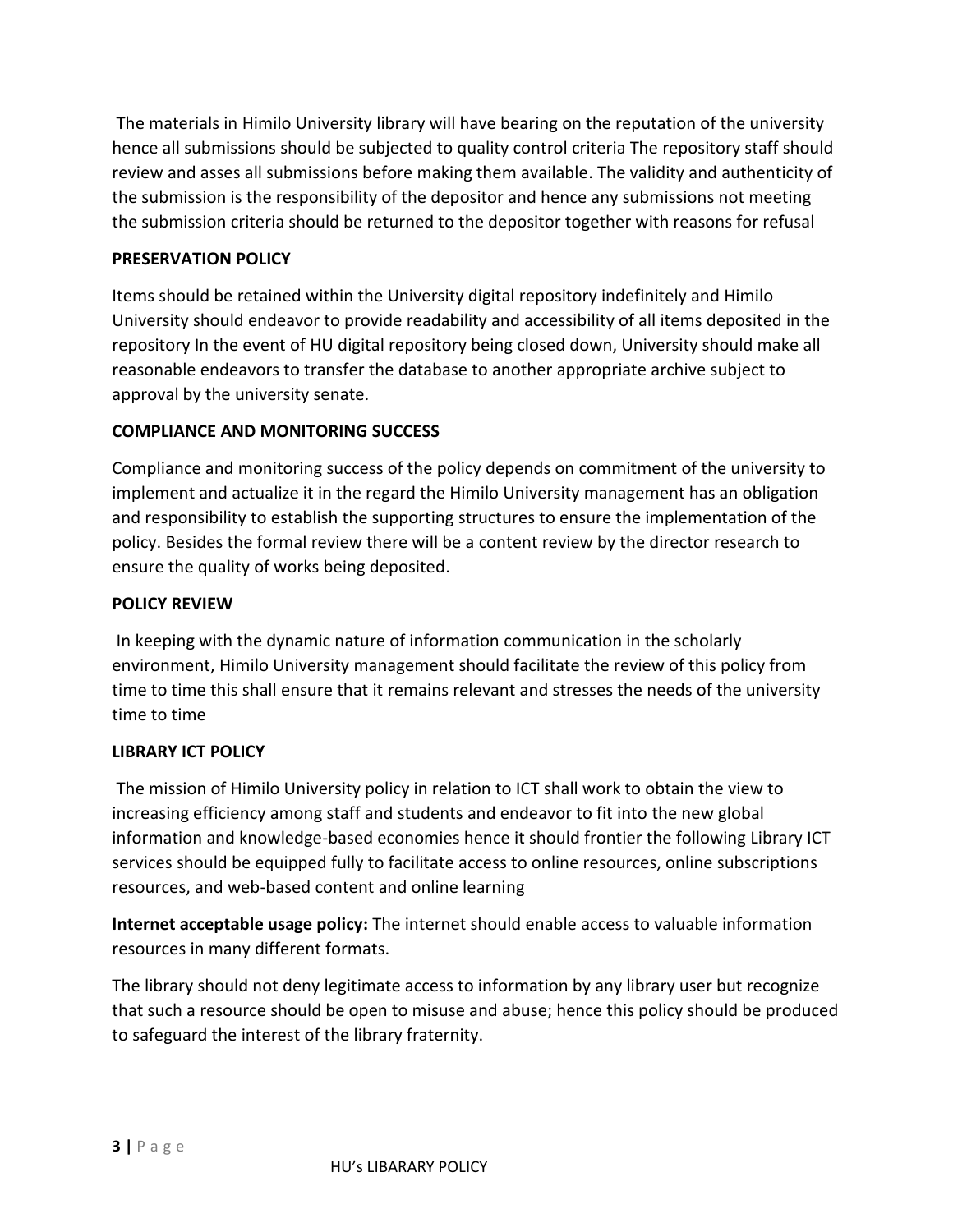The materials in Himilo University library will have bearing on the reputation of the university hence all submissions should be subjected to quality control criteria The repository staff should review and asses all submissions before making them available. The validity and authenticity of the submission is the responsibility of the depositor and hence any submissions not meeting the submission criteria should be returned to the depositor together with reasons for refusal

**PRESERVATION POLICY**

Items should be retained within the University digital repository indefinitely and Himilo University should endeavor to provide readability and accessibility of all items deposited in the repository In the event of HU digital repository being closed down, University should make all reasonable endeavors to transfer the database to another appropriate archive subject to approval by the university senate.

**COMPLIANCE AND MONITORING SUCCESS**

Compliance and monitoring success of the policy depends on commitment of the university to implement and actualize it in the regard the Himilo University management has an obligation and responsibility to establish the supporting structures to ensure the implementation of the policy. Besides the formal review there will be a content review by the director research to ensure the quality of works being deposited.

**POLICY REVIEW**

In keeping with the dynamic nature of information communication in the scholarly environment, Himilo University management should facilitate the review of this policy from time to time this shall ensure that it remains relevant and stresses the needs of the university time to time

**LIBRARY ICT POLICY**

The mission of Himilo University policy in relation to ICT shall work to obtain the view to increasing efficiency among staff and students and endeavor to fit into the new global information and knowledge-based economies hence it should frontier the following Library ICT services should be equipped fully to facilitate access to online resources, online subscriptions resources, and web-based content and online learning

**Internet acceptable usage policy:** The internet should enable access to valuable information resources in many different formats.

The library should not deny legitimate access to information by any library user but recognize that such a resource should be open to misuse and abuse; hence this policy should be produced to safeguard the interest of the library fraternity.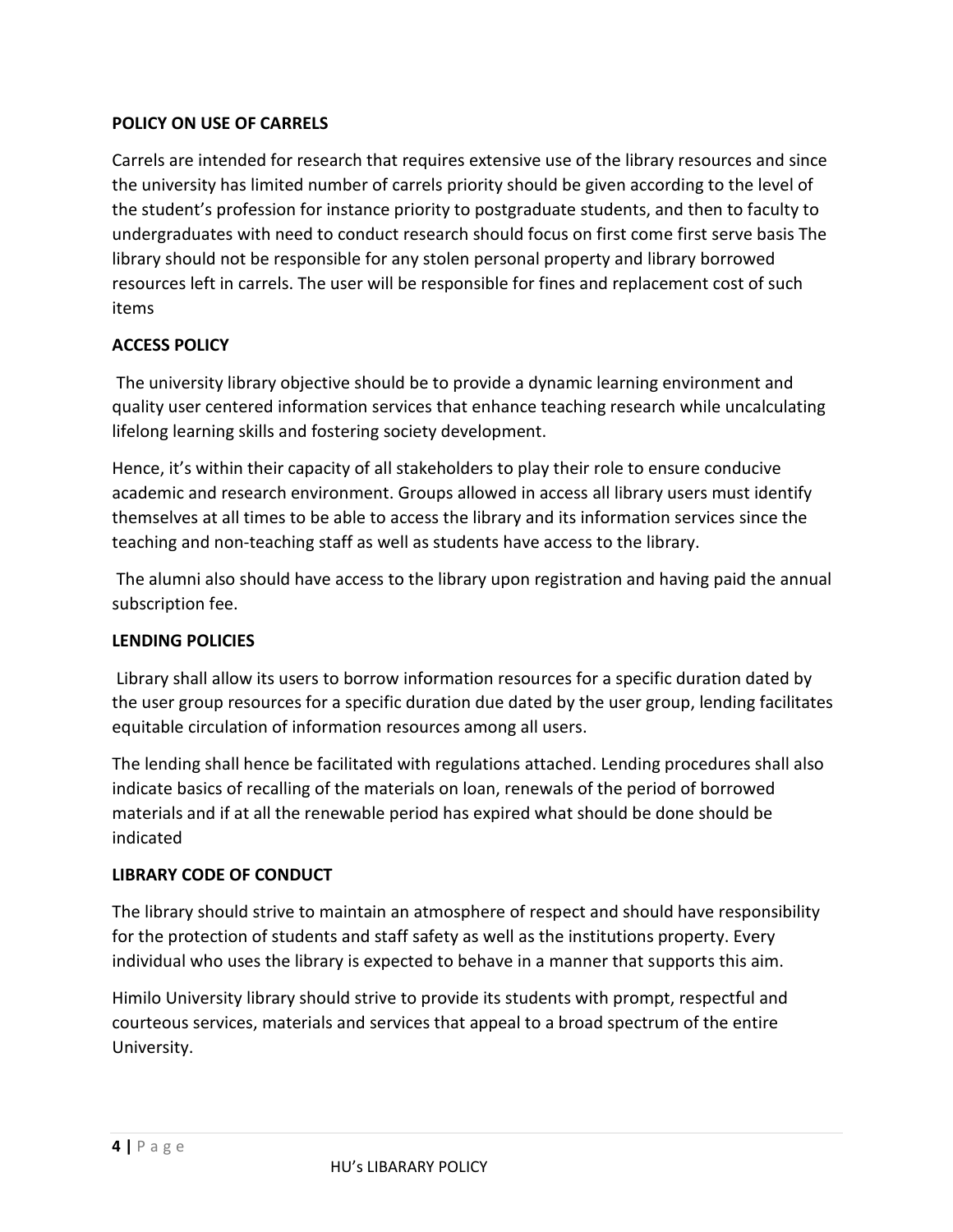**POLICY ON USE OF CARRELS**

Carrels are intended for research that requires extensive use of the library resources and since the university has limited number of carrels priority should be given according to the level of the student's profession for instance priority to postgraduate students, and then to faculty to undergraduates with need to conduct research should focus on first come first serve basis The library should not be responsible for any stolen personal property and library borrowed resources left in carrels. The user will be responsible for fines and replacement cost of such items

**ACCESS POLICY**

The university library objective should be to provide a dynamic learning environment and quality user centered information services that enhance teaching research while uncalculating lifelong learning skills and fostering society development.

Hence, it's within their capacity of all stakeholders to play their role to ensure conducive academic and research environment. Groups allowed in access all library users must identify themselves at all times to be able to access the library and its information services since the teaching and non-teaching staff as well as students have access to the library.

The alumni also should have access to the library upon registration and having paid the annual subscription fee.

**LENDING POLICIES**

Library shall allow its users to borrow information resources for a specific duration dated by the user group resources for a specific duration due dated by the user group, lending facilitates equitable circulation of information resources among all users.

The lending shall hence be facilitated with regulations attached. Lending procedures shall also indicate basics of recalling of the materials on loan, renewals of the period of borrowed materials and if at all the renewable period has expired what should be done should be indicated

**LIBRARY CODE OF CONDUCT**

The library should strive to maintain an atmosphere of respect and should have responsibility for the protection of students and staff safety as well as the institutions property. Every individual who uses the library is expected to behave in a manner that supports this aim.

Himilo University library should strive to provide its students with prompt, respectful and courteous services, materials and services that appeal to a broad spectrum of the entire University.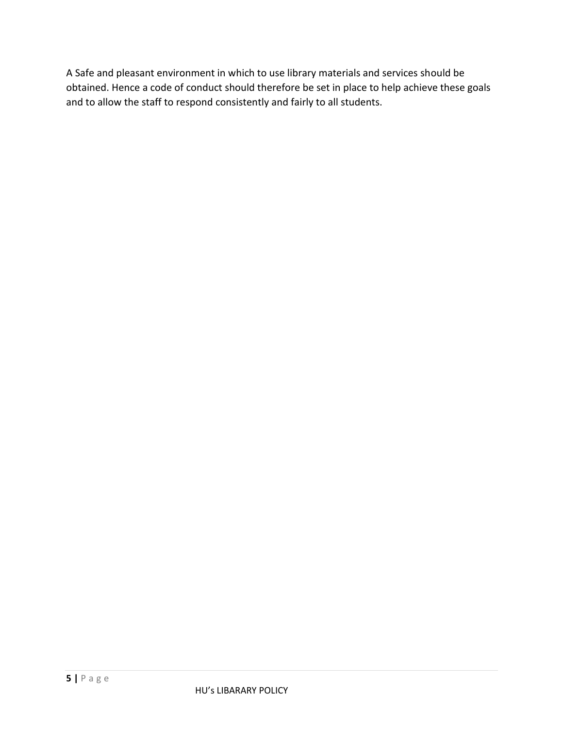A Safe and pleasant environment in which to use library materials and services should be obtained. Hence a code of conduct should therefore be set in place to help achieve these goals and to allow the staff to respond consistently and fairly to all students.